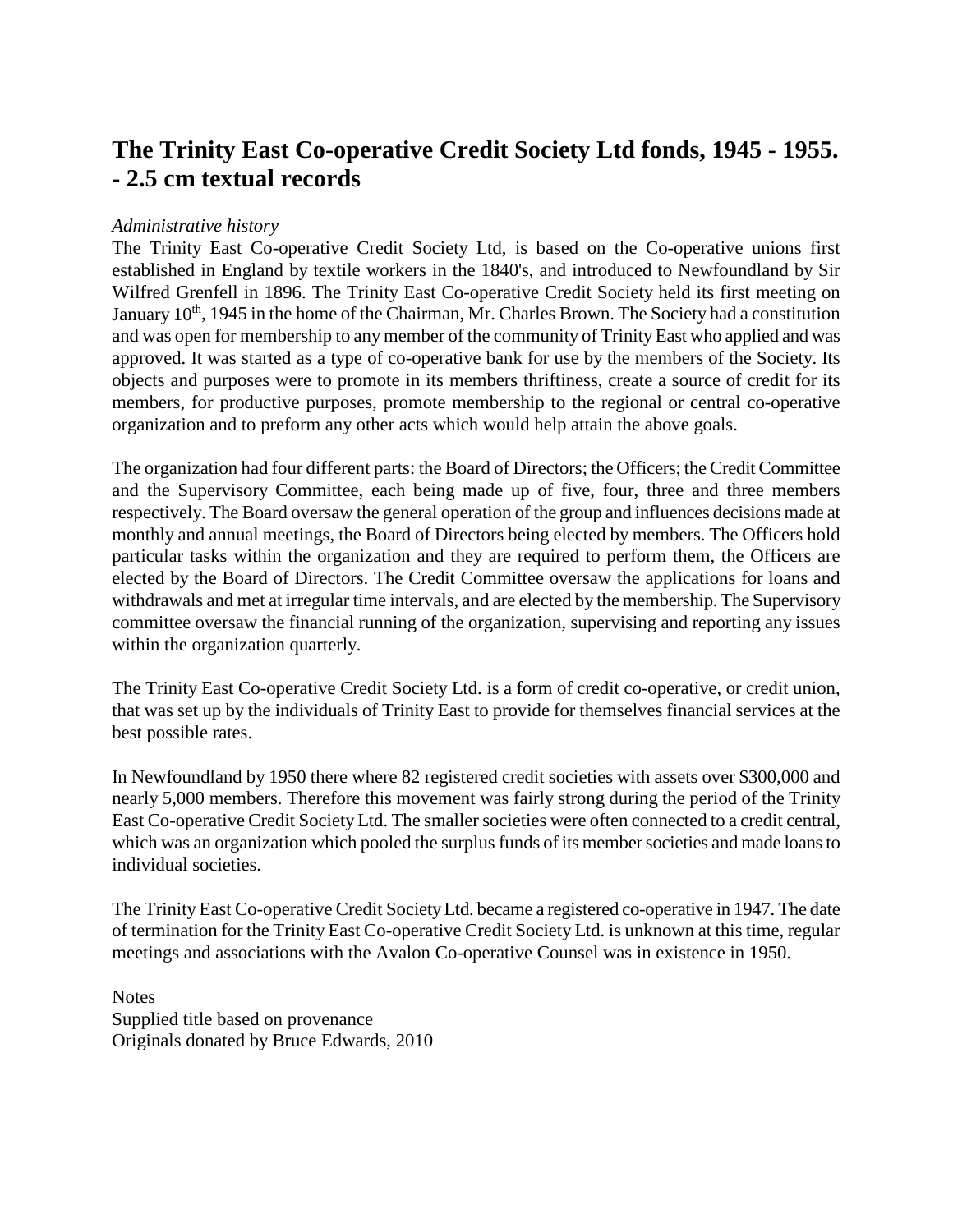# The Trinity East Co-operative Credit Society Ltd fonds, 1945 - 1955. - 2.5 cm textual records

*Administrative history*

The Trinity East Co-operative Credit Society Ltd, is based on the Co-operative unions first established in England by textile workers in the 1840's, and introduced to Newfoundland by Sir Wilfred Grenfell in 1896. The Trinity East Co-operative Credit Society held its first meeting on January 10th, 1945 in the home of the Chairman, Mr. Charles Brown. The Society had a constitution and was open for membership to any member of the community of Trinity East who applied and was approved. It was started as a type of co-operative bank for use by the members of the Society. Its objects and purposes were to promote in its members thriftiness, create a source of credit for its members, for productive purposes, promote membership to the regional or central co-operative organization and to preform any other acts which would help attain the above goals.

The organization had four different parts: the Board of Directors; the Officers; the Credit Committee and the Supervisory Committee, each being made up of five, four, three and three members respectively. The Board oversaw the general operation of the group and influences decisions made at monthly and annual meetings, the Board of Directors being elected by members. The Officers hold particular tasks within the organization and they are required to perform them, the Officers are elected by the Board of Directors. The Credit Committee oversaw the applications for loans and withdrawals and met at irregular time intervals, and are elected by the membership. The Supervisory committee oversaw the financial running of the organization, supervising and reporting any issues within the organization quarterly.

The Trinity East Co-operative Credit Society Ltd. is a form of credit co-operative, or credit union, that was set up by the individuals of Trinity East to provide for themselves financial services at the best possible rates.

In Newfoundland by 1950 there where 82 registered credit societies with assets over $300,000 and nearly 5,000 members. Therefore this movement was fairly strong during the period of the Trinity East Co-operative Credit Society Ltd. The smaller societies were often connected to a credit central, which was an organization which pooled the surplus funds of its member societies and made loans to individual societies.

The Trinity East Co-operative Credit Society Ltd. became a registered co-operative in 1947. The date of termination for the Trinity East Co-operative Credit Society Ltd. is unknown at this time, regular meetings and associations with the Avalon Co-operative Counsel was in existence in 1950.

Notes
Supplied title based on provenance
Originals donated by Bruce Edwards, 2010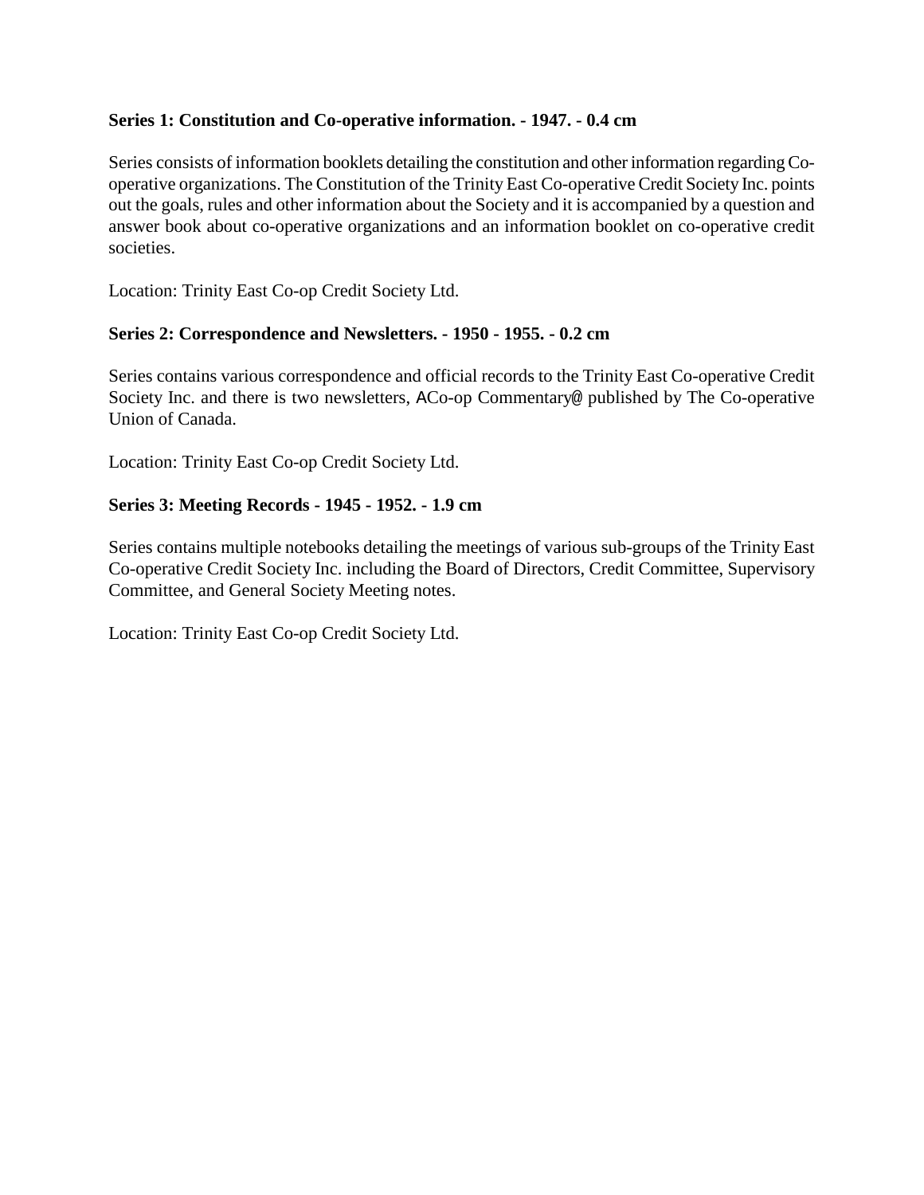**Series 1: Constitution and Co-operative information. - 1947. - 0.4 cm**

Series consists of information booklets detailing the constitution and other information regarding Co-operative organizations. The Constitution of the Trinity East Co-operative Credit Society Inc. points out the goals, rules and other information about the Society and it is accompanied by a question and answer book about co-operative organizations and an information booklet on co-operative credit societies.

Location: Trinity East Co-op Credit Society Ltd.

**Series 2: Correspondence and Newsletters. - 1950 - 1955. - 0.2 cm**

Series contains various correspondence and official records to the Trinity East Co-operative Credit Society Inc. and there is two newsletters, ACo-op Commentary@ published by The Co-operative Union of Canada.

Location: Trinity East Co-op Credit Society Ltd.

**Series 3: Meeting Records - 1945 - 1952. - 1.9 cm**

Series contains multiple notebooks detailing the meetings of various sub-groups of the Trinity East Co-operative Credit Society Inc. including the Board of Directors, Credit Committee, Supervisory Committee, and General Society Meeting notes.

Location: Trinity East Co-op Credit Society Ltd.